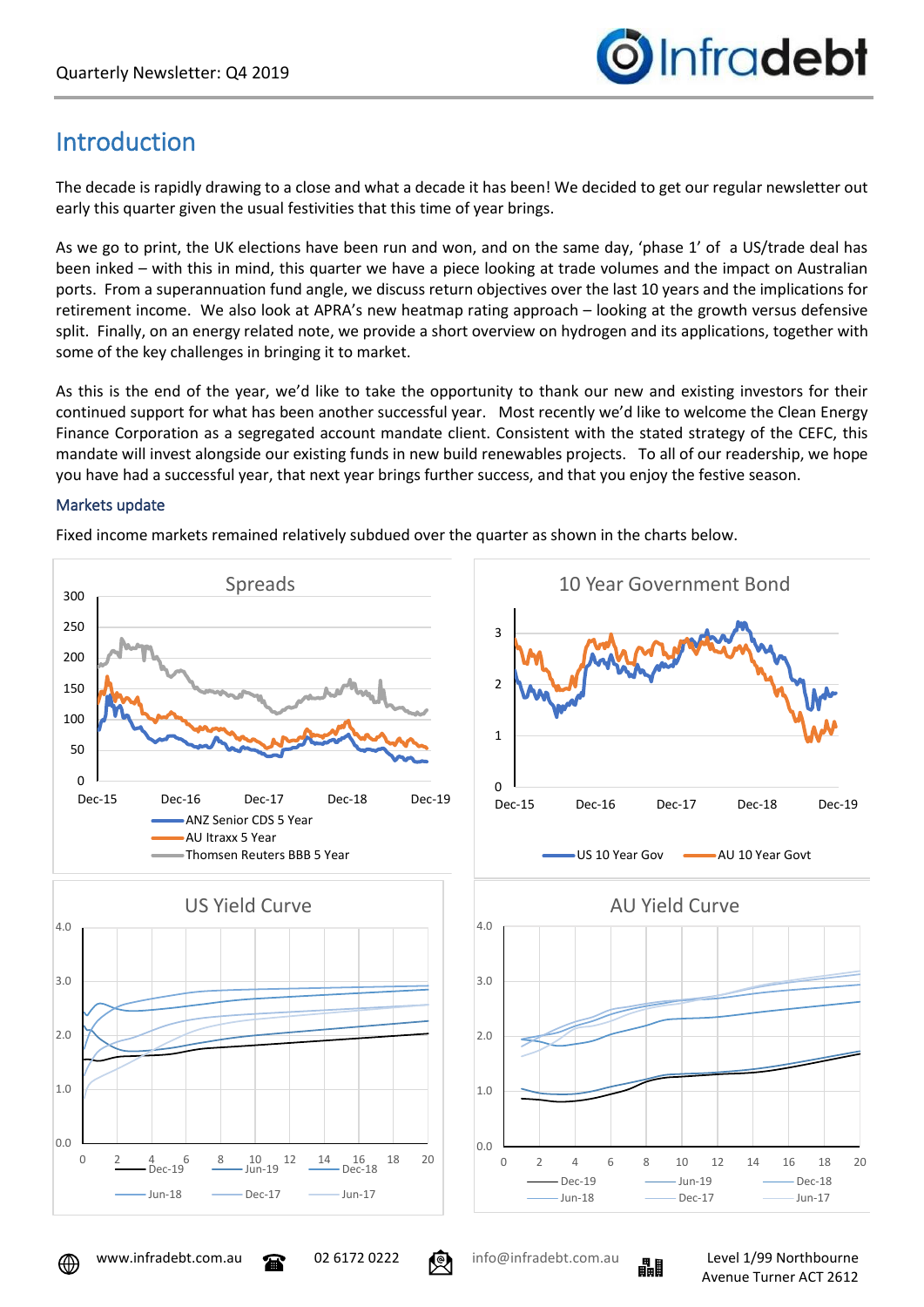# Introduction

The decade is rapidly drawing to a close and what a decade it has been! We decided to get our regular newsletter out early this quarter given the usual festivities that this time of year brings.

As we go to print, the UK elections have been run and won, and on the same day, 'phase 1' of a US/trade deal has been inked – with this in mind, this quarter we have a piece looking at trade volumes and the impact on Australian ports. From a superannuation fund angle, we discuss return objectives over the last 10 years and the implications for retirement income. We also look at APRA's new heatmap rating approach – looking at the growth versus defensive split. Finally, on an energy related note, we provide a short overview on hydrogen and its applications, together with some of the key challenges in bringing it to market.

As this is the end of the year, we'd like to take the opportunity to thank our new and existing investors for their continued support for what has been another successful year. Most recently we'd like to welcome the Clean Energy Finance Corporation as a segregated account mandate client. Consistent with the stated strategy of the CEFC, this mandate will invest alongside our existing funds in new build renewables projects. To all of our readership, we hope you have had a successful year, that next year brings further success, and that you enjoy the festive season.

### Markets update

Fixed income markets remained relatively subdued over the quarter as shown in the charts below.

**Spreads** (ANZ Senior CDS 5 Year; AU Itraxx 5 Year; Thomsen Reuters BBB 5 Year; Dec-15 to Dec-19)

**10 Year Government Bond** (US 10 Year Gov; AU 10 Year Govt; Dec-15 to Dec-19)

**US Yield Curve** (Dec-19; Jun-19; Dec-18; Jun-18; Dec-17; Jun-17)

**AU Yield Curve** (Dec-19; Jun-19; Dec-18; Jun-18; Dec-17; Jun-17)

www.infradebt.com.au | 02 6172 0222 | info@infradebt.com.au | Level 1/99 Northbourne Avenue Turner ACT 2612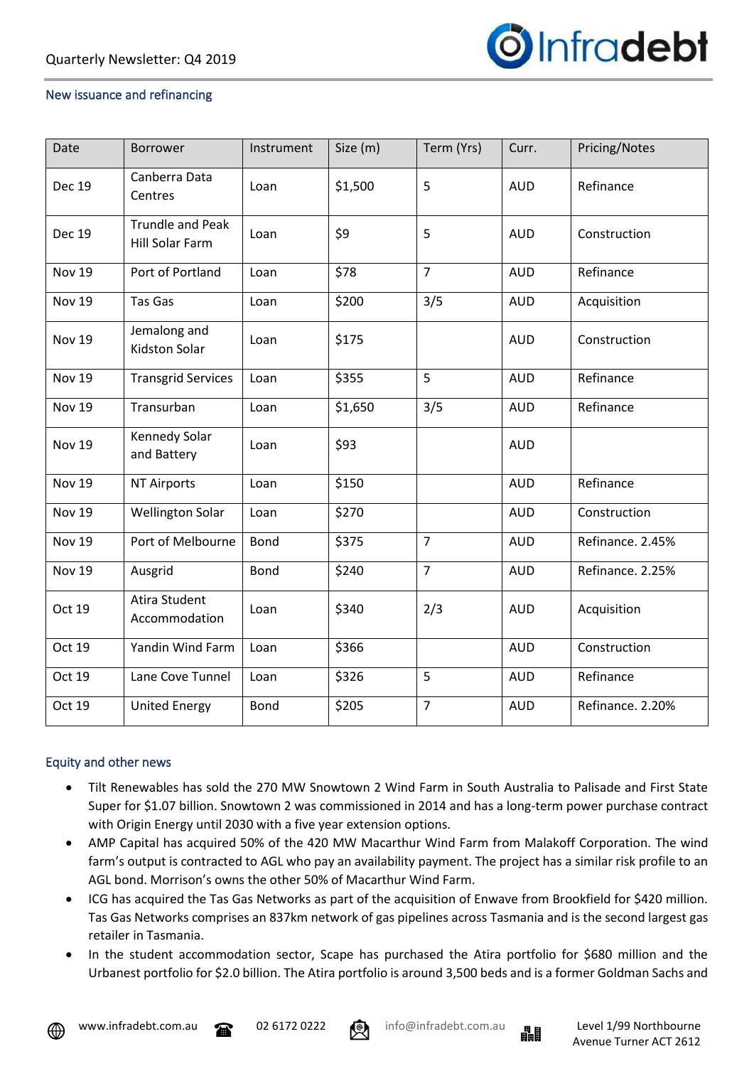## New issuance and refinancing

| Date | Borrower | Instrument | Size (m) | Term (Yrs) | Curr. | Pricing/Notes |
|---|---|---|---|---|---|---|
| Dec 19 | Canberra Data Centres | Loan | $1,500 | 5 | AUD | Refinance |
| Dec 19 | Trundle and Peak Hill Solar Farm | Loan | $9 | 5 | AUD | Construction |
| Nov 19 | Port of Portland | Loan | $78 | 7 | AUD | Refinance |
| Nov 19 | Tas Gas | Loan | $200 | 3/5 | AUD | Acquisition |
| Nov 19 | Jemalong and Kidston Solar | Loan | $175 | | AUD | Construction |
| Nov 19 | Transgrid Services | Loan | $355 | 5 | AUD | Refinance |
| Nov 19 | Transurban | Loan | $1,650 | 3/5 | AUD | Refinance |
| Nov 19 | Kennedy Solar and Battery | Loan | $93 | | AUD | |
| Nov 19 | NT Airports | Loan | $150 | | AUD | Refinance |
| Nov 19 | Wellington Solar | Loan | $270 | | AUD | Construction |
| Nov 19 | Port of Melbourne | Bond | $375 | 7 | AUD | Refinance. 2.45% |
| Nov 19 | Ausgrid | Bond | $240 | 7 | AUD | Refinance. 2.25% |
| Oct 19 | Atira Student Accommodation | Loan | $340 | 2/3 | AUD | Acquisition |
| Oct 19 | Yandin Wind Farm | Loan | $366 | | AUD | Construction |
| Oct 19 | Lane Cove Tunnel | Loan | $326 | 5 | AUD | Refinance |
| Oct 19 | United Energy | Bond | $205 | 7 | AUD | Refinance. 2.20% |

## Equity and other news

- Tilt Renewables has sold the 270 MW Snowtown 2 Wind Farm in South Australia to Palisade and First State Super for $1.07 billion. Snowtown 2 was commissioned in 2014 and has a long-term power purchase contract with Origin Energy until 2030 with a five year extension options.
- AMP Capital has acquired 50% of the 420 MW Macarthur Wind Farm from Malakoff Corporation. The wind farm's output is contracted to AGL who pay an availability payment. The project has a similar risk profile to an AGL bond. Morrison's owns the other 50% of Macarthur Wind Farm.
- ICG has acquired the Tas Gas Networks as part of the acquisition of Enwave from Brookfield for $420 million. Tas Gas Networks comprises an 837km network of gas pipelines across Tasmania and is the second largest gas retailer in Tasmania.
- In the student accommodation sector, Scape has purchased the Atira portfolio for $680 million and the Urbanest portfolio for $2.0 billion. The Atira portfolio is around 3,500 beds and is a former Goldman Sachs and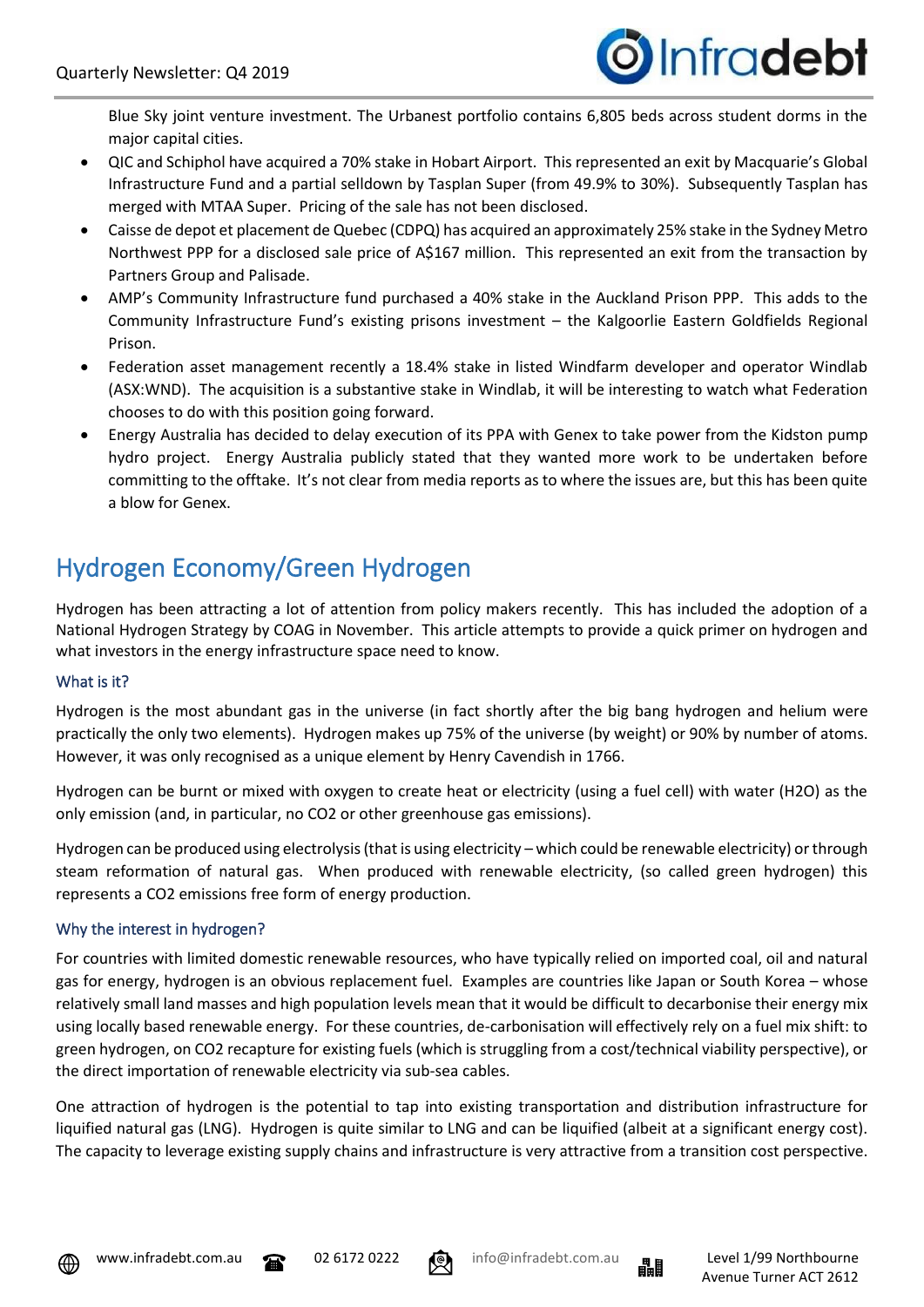Blue Sky joint venture investment. The Urbanest portfolio contains 6,805 beds across student dorms in the major capital cities.

- QIC and Schiphol have acquired a 70% stake in Hobart Airport. This represented an exit by Macquarie's Global Infrastructure Fund and a partial selldown by Tasplan Super (from 49.9% to 30%). Subsequently Tasplan has merged with MTAA Super. Pricing of the sale has not been disclosed.
- Caisse de depot et placement de Quebec (CDPQ) has acquired an approximately 25% stake in the Sydney Metro Northwest PPP for a disclosed sale price of A$167 million. This represented an exit from the transaction by Partners Group and Palisade.
- AMP's Community Infrastructure fund purchased a 40% stake in the Auckland Prison PPP. This adds to the Community Infrastructure Fund's existing prisons investment – the Kalgoorlie Eastern Goldfields Regional Prison.
- Federation asset management recently a 18.4% stake in listed Windfarm developer and operator Windlab (ASX:WND). The acquisition is a substantive stake in Windlab, it will be interesting to watch what Federation chooses to do with this position going forward.
- Energy Australia has decided to delay execution of its PPA with Genex to take power from the Kidston pump hydro project. Energy Australia publicly stated that they wanted more work to be undertaken before committing to the offtake. It's not clear from media reports as to where the issues are, but this has been quite a blow for Genex.

## Hydrogen Economy/Green Hydrogen

Hydrogen has been attracting a lot of attention from policy makers recently. This has included the adoption of a National Hydrogen Strategy by COAG in November. This article attempts to provide a quick primer on hydrogen and what investors in the energy infrastructure space need to know.

### What is it?

Hydrogen is the most abundant gas in the universe (in fact shortly after the big bang hydrogen and helium were practically the only two elements). Hydrogen makes up 75% of the universe (by weight) or 90% by number of atoms. However, it was only recognised as a unique element by Henry Cavendish in 1766.

Hydrogen can be burnt or mixed with oxygen to create heat or electricity (using a fuel cell) with water ($H_2O$) as the only emission (and, in particular, no $CO_2$ or other greenhouse gas emissions).

Hydrogen can be produced using electrolysis (that is using electricity – which could be renewable electricity) or through steam reformation of natural gas. When produced with renewable electricity, (so called green hydrogen) this represents a $CO_2$ emissions free form of energy production.

### Why the interest in hydrogen?

For countries with limited domestic renewable resources, who have typically relied on imported coal, oil and natural gas for energy, hydrogen is an obvious replacement fuel. Examples are countries like Japan or South Korea – whose relatively small land masses and high population levels mean that it would be difficult to decarbonise their energy mix using locally based renewable energy. For these countries, de-carbonisation will effectively rely on a fuel mix shift: to green hydrogen, on $CO_2$ recapture for existing fuels (which is struggling from a cost/technical viability perspective), or the direct importation of renewable electricity via sub-sea cables.

One attraction of hydrogen is the potential to tap into existing transportation and distribution infrastructure for liquified natural gas (LNG). Hydrogen is quite similar to LNG and can be liquified (albeit at a significant energy cost). The capacity to leverage existing supply chains and infrastructure is very attractive from a transition cost perspective.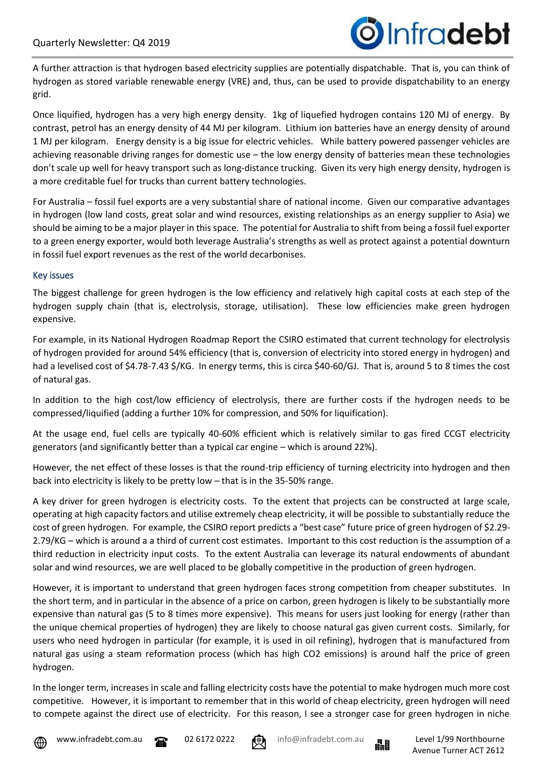A further attraction is that hydrogen based electricity supplies are potentially dispatchable. That is, you can think of hydrogen as stored variable renewable energy (VRE) and, thus, can be used to provide dispatchability to an energy grid.

Once liquified, hydrogen has a very high energy density. 1kg of liquefied hydrogen contains 120 MJ of energy. By contrast, petrol has an energy density of 44 MJ per kilogram. Lithium ion batteries have an energy density of around 1 MJ per kilogram. Energy density is a big issue for electric vehicles. While battery powered passenger vehicles are achieving reasonable driving ranges for domestic use – the low energy density of batteries mean these technologies don't scale up well for heavy transport such as long-distance trucking. Given its very high energy density, hydrogen is a more creditable fuel for trucks than current battery technologies.

For Australia – fossil fuel exports are a very substantial share of national income. Given our comparative advantages in hydrogen (low land costs, great solar and wind resources, existing relationships as an energy supplier to Asia) we should be aiming to be a major player in this space. The potential for Australia to shift from being a fossil fuel exporter to a green energy exporter, would both leverage Australia's strengths as well as protect against a potential downturn in fossil fuel export revenues as the rest of the world decarbonises.

## Key issues

The biggest challenge for green hydrogen is the low efficiency and relatively high capital costs at each step of the hydrogen supply chain (that is, electrolysis, storage, utilisation). These low efficiencies make green hydrogen expensive.

For example, in its National Hydrogen Roadmap Report the CSIRO estimated that current technology for electrolysis of hydrogen provided for around 54% efficiency (that is, conversion of electricity into stored energy in hydrogen) and had a levelised cost of $4.78-7.43 $/KG. In energy terms, this is circa $40-60/GJ. That is, around 5 to 8 times the cost of natural gas.

In addition to the high cost/low efficiency of electrolysis, there are further costs if the hydrogen needs to be compressed/liquified (adding a further 10% for compression, and 50% for liquification).

At the usage end, fuel cells are typically 40-60% efficient which is relatively similar to gas fired CCGT electricity generators (and significantly better than a typical car engine – which is around 22%).

However, the net effect of these losses is that the round-trip efficiency of turning electricity into hydrogen and then back into electricity is likely to be pretty low – that is in the 35-50% range.

A key driver for green hydrogen is electricity costs. To the extent that projects can be constructed at large scale, operating at high capacity factors and utilise extremely cheap electricity, it will be possible to substantially reduce the cost of green hydrogen. For example, the CSIRO report predicts a "best case" future price of green hydrogen of $2.29-2.79/KG – which is around a a third of current cost estimates. Important to this cost reduction is the assumption of a third reduction in electricity input costs. To the extent Australia can leverage its natural endowments of abundant solar and wind resources, we are well placed to be globally competitive in the production of green hydrogen.

However, it is important to understand that green hydrogen faces strong competition from cheaper substitutes. In the short term, and in particular in the absence of a price on carbon, green hydrogen is likely to be substantially more expensive than natural gas (5 to 8 times more expensive). This means for users just looking for energy (rather than the unique chemical properties of hydrogen) they are likely to choose natural gas given current costs. Similarly, for users who need hydrogen in particular (for example, it is used in oil refining), hydrogen that is manufactured from natural gas using a steam reformation process (which has high $CO_2$ emissions) is around half the price of green hydrogen.

In the longer term, increases in scale and falling electricity costs have the potential to make hydrogen much more cost competitive. However, it is important to remember that in this world of cheap electricity, green hydrogen will need to compete against the direct use of electricity. For this reason, I see a stronger case for green hydrogen in niche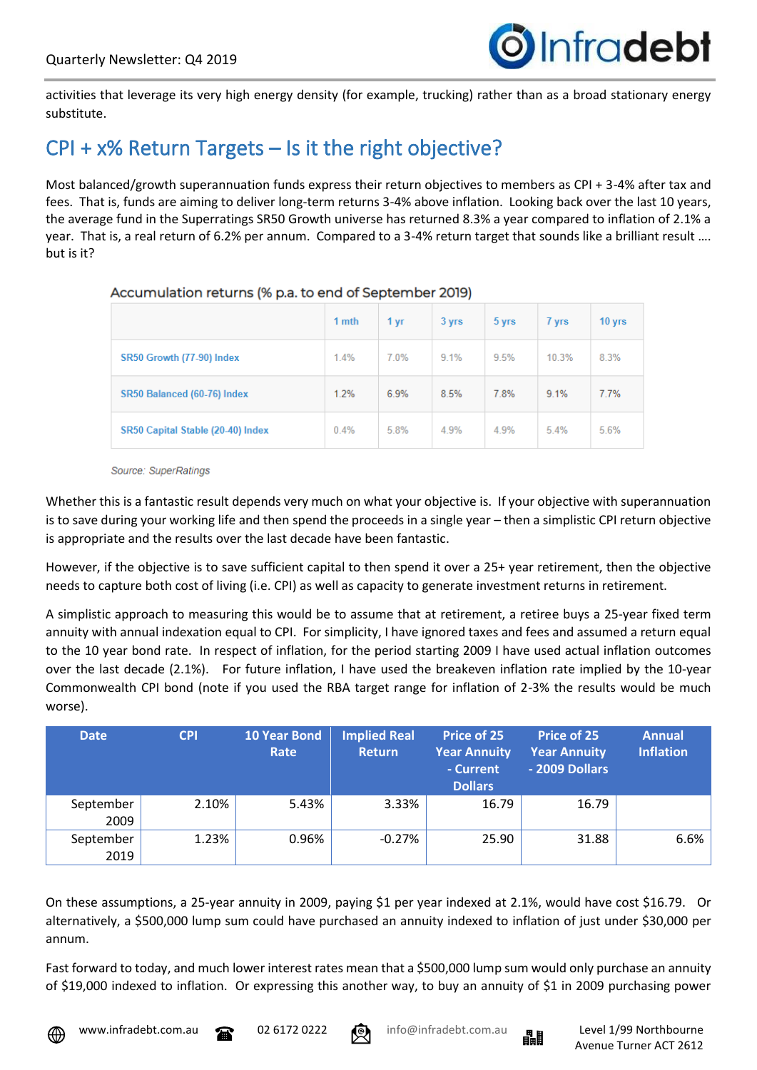activities that leverage its very high energy density (for example, trucking) rather than as a broad stationary energy substitute.

## CPI + x% Return Targets – Is it the right objective?

Most balanced/growth superannuation funds express their return objectives to members as CPI + 3-4% after tax and fees. That is, funds are aiming to deliver long-term returns 3-4% above inflation. Looking back over the last 10 years, the average fund in the Superratings SR50 Growth universe has returned 8.3% a year compared to inflation of 2.1% a year. That is, a real return of 6.2% per annum. Compared to a 3-4% return target that sounds like a brilliant result …. but is it?

Accumulation returns (% p.a. to end of September 2019)

| | 1 mth | 1 yr | 3 yrs | 5 yrs | 7 yrs | 10 yrs |
|---|---|---|---|---|---|---|
| SR50 Growth (77-90) Index | 1.4% | 7.0% | 9.1% | 9.5% | 10.3% | 8.3% |
| SR50 Balanced (60-76) Index | 1.2% | 6.9% | 8.5% | 7.8% | 9.1% | 7.7% |
| SR50 Capital Stable (20-40) Index | 0.4% | 5.8% | 4.9% | 4.9% | 5.4% | 5.6% |

*Source: SuperRatings*

Whether this is a fantastic result depends very much on what your objective is. If your objective with superannuation is to save during your working life and then spend the proceeds in a single year – then a simplistic CPI return objective is appropriate and the results over the last decade have been fantastic.

However, if the objective is to save sufficient capital to then spend it over a 25+ year retirement, then the objective needs to capture both cost of living (i.e. CPI) as well as capacity to generate investment returns in retirement.

A simplistic approach to measuring this would be to assume that at retirement, a retiree buys a 25-year fixed term annuity with annual indexation equal to CPI. For simplicity, I have ignored taxes and fees and assumed a return equal to the 10 year bond rate. In respect of inflation, for the period starting 2009 I have used actual inflation outcomes over the last decade (2.1%). For future inflation, I have used the breakeven inflation rate implied by the 10-year Commonwealth CPI bond (note if you used the RBA target range for inflation of 2-3% the results would be much worse).

| Date | CPI | 10 Year Bond Rate | Implied Real Return | Price of 25 Year Annuity - Current Dollars | Price of 25 Year Annuity - 2009 Dollars | Annual Inflation |
|---|---|---|---|---|---|---|
| September 2009 | 2.10% | 5.43% | 3.33% | 16.79 | 16.79 | |
| September 2019 | 1.23% | 0.96% | -0.27% | 25.90 | 31.88 | 6.6% |

On these assumptions, a 25-year annuity in 2009, paying $1 per year indexed at 2.1%, would have cost $16.79. Or alternatively, a $500,000 lump sum could have purchased an annuity indexed to inflation of just under $30,000 per annum.

Fast forward to today, and much lower interest rates mean that a $500,000 lump sum would only purchase an annuity of $19,000 indexed to inflation. Or expressing this another way, to buy an annuity of $1 in 2009 purchasing power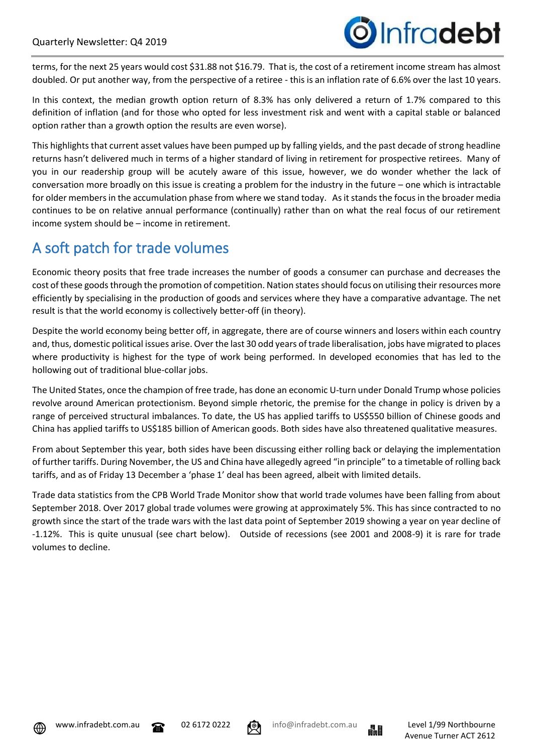terms, for the next 25 years would cost $31.88 not $16.79. That is, the cost of a retirement income stream has almost doubled. Or put another way, from the perspective of a retiree - this is an inflation rate of 6.6% over the last 10 years.

In this context, the median growth option return of 8.3% has only delivered a return of 1.7% compared to this definition of inflation (and for those who opted for less investment risk and went with a capital stable or balanced option rather than a growth option the results are even worse).

This highlights that current asset values have been pumped up by falling yields, and the past decade of strong headline returns hasn't delivered much in terms of a higher standard of living in retirement for prospective retirees. Many of you in our readership group will be acutely aware of this issue, however, we do wonder whether the lack of conversation more broadly on this issue is creating a problem for the industry in the future – one which is intractable for older members in the accumulation phase from where we stand today. As it stands the focus in the broader media continues to be on relative annual performance (continually) rather than on what the real focus of our retirement income system should be – income in retirement.

## A soft patch for trade volumes

Economic theory posits that free trade increases the number of goods a consumer can purchase and decreases the cost of these goods through the promotion of competition. Nation states should focus on utilising their resources more efficiently by specialising in the production of goods and services where they have a comparative advantage. The net result is that the world economy is collectively better-off (in theory).

Despite the world economy being better off, in aggregate, there are of course winners and losers within each country and, thus, domestic political issues arise. Over the last 30 odd years of trade liberalisation, jobs have migrated to places where productivity is highest for the type of work being performed. In developed economies that has led to the hollowing out of traditional blue-collar jobs.

The United States, once the champion of free trade, has done an economic U-turn under Donald Trump whose policies revolve around American protectionism. Beyond simple rhetoric, the premise for the change in policy is driven by a range of perceived structural imbalances. To date, the US has applied tariffs to US$550 billion of Chinese goods and China has applied tariffs to US$185 billion of American goods. Both sides have also threatened qualitative measures.

From about September this year, both sides have been discussing either rolling back or delaying the implementation of further tariffs. During November, the US and China have allegedly agreed "in principle" to a timetable of rolling back tariffs, and as of Friday 13 December a 'phase 1' deal has been agreed, albeit with limited details.

Trade data statistics from the CPB World Trade Monitor show that world trade volumes have been falling from about September 2018. Over 2017 global trade volumes were growing at approximately 5%. This has since contracted to no growth since the start of the trade wars with the last data point of September 2019 showing a year on year decline of -1.12%. This is quite unusual (see chart below). Outside of recessions (see 2001 and 2008-9) it is rare for trade volumes to decline.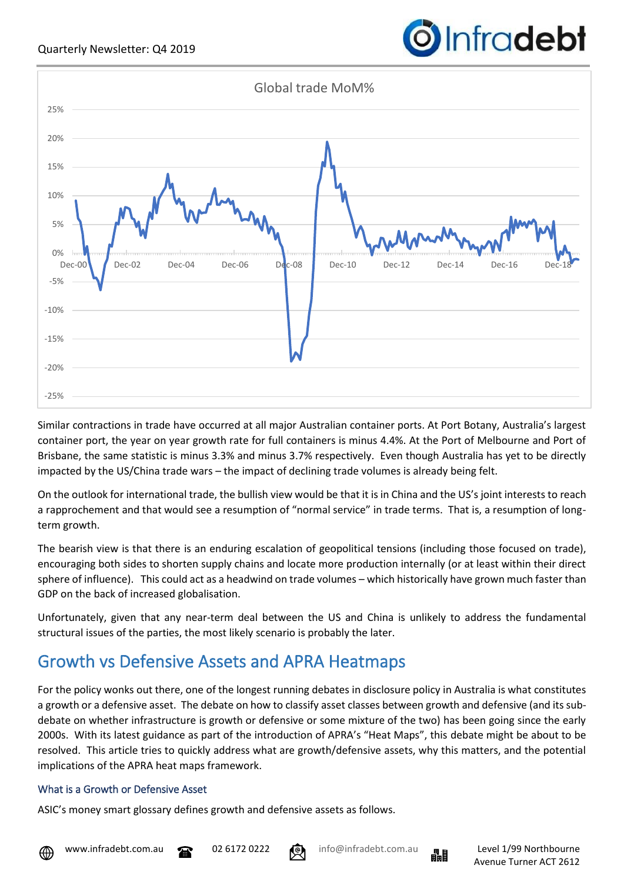Global trade MoM%

Similar contractions in trade have occurred at all major Australian container ports. At Port Botany, Australia's largest container port, the year on year growth rate for full containers is minus 4.4%. At the Port of Melbourne and Port of Brisbane, the same statistic is minus 3.3% and minus 3.7% respectively. Even though Australia has yet to be directly impacted by the US/China trade wars – the impact of declining trade volumes is already being felt.

On the outlook for international trade, the bullish view would be that it is in China and the US's joint interests to reach a rapprochement and that would see a resumption of "normal service" in trade terms. That is, a resumption of long-term growth.

The bearish view is that there is an enduring escalation of geopolitical tensions (including those focused on trade), encouraging both sides to shorten supply chains and locate more production internally (or at least within their direct sphere of influence). This could act as a headwind on trade volumes – which historically have grown much faster than GDP on the back of increased globalisation.

Unfortunately, given that any near-term deal between the US and China is unlikely to address the fundamental structural issues of the parties, the most likely scenario is probably the later.

## Growth vs Defensive Assets and APRA Heatmaps

For the policy wonks out there, one of the longest running debates in disclosure policy in Australia is what constitutes a growth or a defensive asset. The debate on how to classify asset classes between growth and defensive (and its sub-debate on whether infrastructure is growth or defensive or some mixture of the two) has been going since the early 2000s. With its latest guidance as part of the introduction of APRA's "Heat Maps", this debate might be about to be resolved. This article tries to quickly address what are growth/defensive assets, why this matters, and the potential implications of the APRA heat maps framework.

### What is a Growth or Defensive Asset

ASIC's money smart glossary defines growth and defensive assets as follows.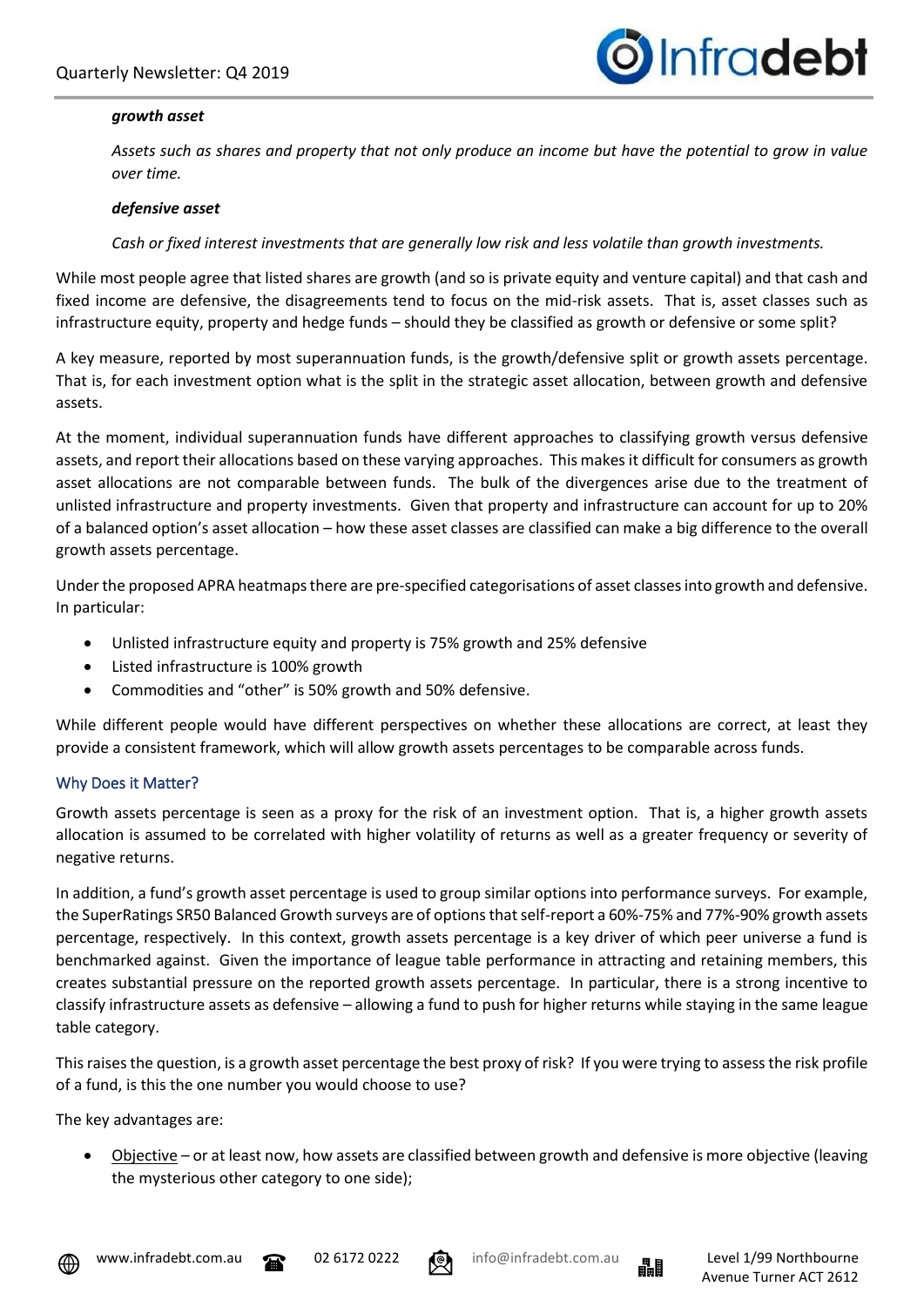***growth asset***

*Assets such as shares and property that not only produce an income but have the potential to grow in value over time.*

***defensive asset***

*Cash or fixed interest investments that are generally low risk and less volatile than growth investments.*

While most people agree that listed shares are growth (and so is private equity and venture capital) and that cash and fixed income are defensive, the disagreements tend to focus on the mid-risk assets. That is, asset classes such as infrastructure equity, property and hedge funds – should they be classified as growth or defensive or some split?

A key measure, reported by most superannuation funds, is the growth/defensive split or growth assets percentage. That is, for each investment option what is the split in the strategic asset allocation, between growth and defensive assets.

At the moment, individual superannuation funds have different approaches to classifying growth versus defensive assets, and report their allocations based on these varying approaches. This makes it difficult for consumers as growth asset allocations are not comparable between funds. The bulk of the divergences arise due to the treatment of unlisted infrastructure and property investments. Given that property and infrastructure can account for up to 20% of a balanced option's asset allocation – how these asset classes are classified can make a big difference to the overall growth assets percentage.

Under the proposed APRA heatmaps there are pre-specified categorisations of asset classes into growth and defensive. In particular:

- Unlisted infrastructure equity and property is 75% growth and 25% defensive
- Listed infrastructure is 100% growth
- Commodities and "other" is 50% growth and 50% defensive.

While different people would have different perspectives on whether these allocations are correct, at least they provide a consistent framework, which will allow growth assets percentages to be comparable across funds.

## Why Does it Matter?

Growth assets percentage is seen as a proxy for the risk of an investment option. That is, a higher growth assets allocation is assumed to be correlated with higher volatility of returns as well as a greater frequency or severity of negative returns.

In addition, a fund's growth asset percentage is used to group similar options into performance surveys. For example, the SuperRatings SR50 Balanced Growth surveys are of options that self-report a 60%-75% and 77%-90% growth assets percentage, respectively. In this context, growth assets percentage is a key driver of which peer universe a fund is benchmarked against. Given the importance of league table performance in attracting and retaining members, this creates substantial pressure on the reported growth assets percentage. In particular, there is a strong incentive to classify infrastructure assets as defensive – allowing a fund to push for higher returns while staying in the same league table category.

This raises the question, is a growth asset percentage the best proxy of risk? If you were trying to assess the risk profile of a fund, is this the one number you would choose to use?

The key advantages are:

- Objective – or at least now, how assets are classified between growth and defensive is more objective (leaving the mysterious other category to one side);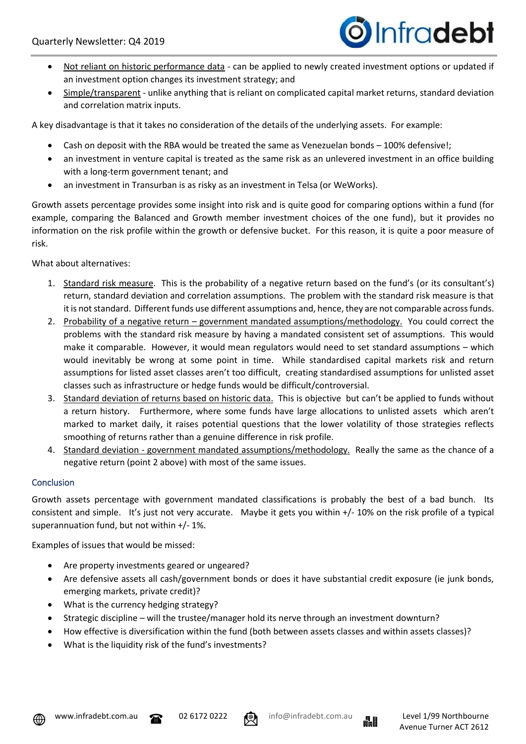- Not reliant on historic performance data - can be applied to newly created investment options or updated if an investment option changes its investment strategy; and
- Simple/transparent - unlike anything that is reliant on complicated capital market returns, standard deviation and correlation matrix inputs.

A key disadvantage is that it takes no consideration of the details of the underlying assets. For example:

- Cash on deposit with the RBA would be treated the same as Venezuelan bonds – 100% defensive!;
- an investment in venture capital is treated as the same risk as an unlevered investment in an office building with a long-term government tenant; and
- an investment in Transurban is as risky as an investment in Telsa (or WeWorks).

Growth assets percentage provides some insight into risk and is quite good for comparing options within a fund (for example, comparing the Balanced and Growth member investment choices of the one fund), but it provides no information on the risk profile within the growth or defensive bucket. For this reason, it is quite a poor measure of risk.

What about alternatives:

1. Standard risk measure. This is the probability of a negative return based on the fund's (or its consultant's) return, standard deviation and correlation assumptions. The problem with the standard risk measure is that it is not standard. Different funds use different assumptions and, hence, they are not comparable across funds.
2. Probability of a negative return – government mandated assumptions/methodology. You could correct the problems with the standard risk measure by having a mandated consistent set of assumptions. This would make it comparable. However, it would mean regulators would need to set standard assumptions – which would inevitably be wrong at some point in time. While standardised capital markets risk and return assumptions for listed asset classes aren't too difficult, creating standardised assumptions for unlisted asset classes such as infrastructure or hedge funds would be difficult/controversial.
3. Standard deviation of returns based on historic data. This is objective but can't be applied to funds without a return history. Furthermore, where some funds have large allocations to unlisted assets which aren't marked to market daily, it raises potential questions that the lower volatility of those strategies reflects smoothing of returns rather than a genuine difference in risk profile.
4. Standard deviation - government mandated assumptions/methodology. Really the same as the chance of a negative return (point 2 above) with most of the same issues.

## Conclusion

Growth assets percentage with government mandated classifications is probably the best of a bad bunch. Its consistent and simple. It's just not very accurate. Maybe it gets you within +/- 10% on the risk profile of a typical superannuation fund, but not within +/- 1%.

Examples of issues that would be missed:

- Are property investments geared or ungeared?
- Are defensive assets all cash/government bonds or does it have substantial credit exposure (ie junk bonds, emerging markets, private credit)?
- What is the currency hedging strategy?
- Strategic discipline – will the trustee/manager hold its nerve through an investment downturn?
- How effective is diversification within the fund (both between assets classes and within assets classes)?
- What is the liquidity risk of the fund's investments?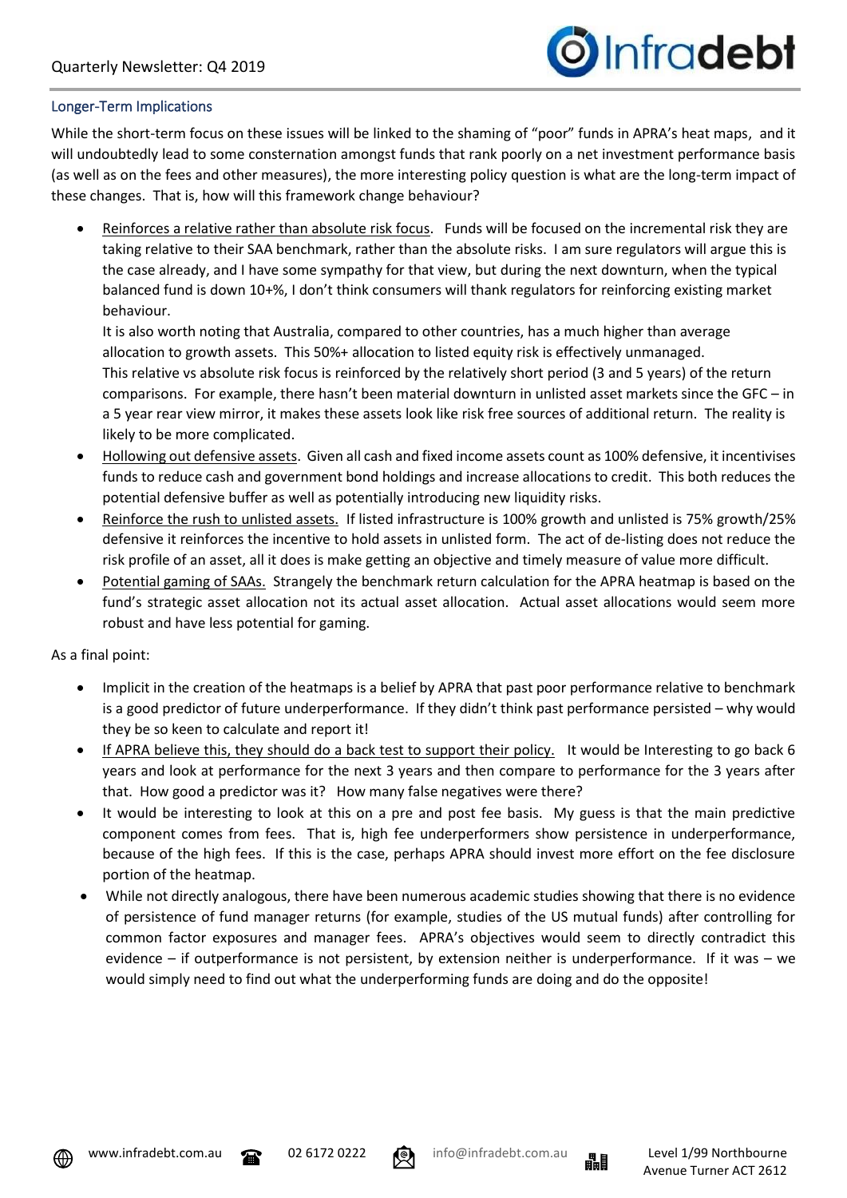## Longer-Term Implications

While the short-term focus on these issues will be linked to the shaming of "poor" funds in APRA's heat maps, and it will undoubtedly lead to some consternation amongst funds that rank poorly on a net investment performance basis (as well as on the fees and other measures), the more interesting policy question is what are the long-term impact of these changes. That is, how will this framework change behaviour?

- Reinforces a relative rather than absolute risk focus. Funds will be focused on the incremental risk they are taking relative to their SAA benchmark, rather than the absolute risks. I am sure regulators will argue this is the case already, and I have some sympathy for that view, but during the next downturn, when the typical balanced fund is down 10+%, I don't think consumers will thank regulators for reinforcing existing market behaviour.
  It is also worth noting that Australia, compared to other countries, has a much higher than average allocation to growth assets. This 50%+ allocation to listed equity risk is effectively unmanaged.
  This relative vs absolute risk focus is reinforced by the relatively short period (3 and 5 years) of the return comparisons. For example, there hasn't been material downturn in unlisted asset markets since the GFC – in a 5 year rear view mirror, it makes these assets look like risk free sources of additional return. The reality is likely to be more complicated.
- Hollowing out defensive assets. Given all cash and fixed income assets count as 100% defensive, it incentivises funds to reduce cash and government bond holdings and increase allocations to credit. This both reduces the potential defensive buffer as well as potentially introducing new liquidity risks.
- Reinforce the rush to unlisted assets. If listed infrastructure is 100% growth and unlisted is 75% growth/25% defensive it reinforces the incentive to hold assets in unlisted form. The act of de-listing does not reduce the risk profile of an asset, all it does is make getting an objective and timely measure of value more difficult.
- Potential gaming of SAAs. Strangely the benchmark return calculation for the APRA heatmap is based on the fund's strategic asset allocation not its actual asset allocation. Actual asset allocations would seem more robust and have less potential for gaming.

As a final point:

- Implicit in the creation of the heatmaps is a belief by APRA that past poor performance relative to benchmark is a good predictor of future underperformance. If they didn't think past performance persisted – why would they be so keen to calculate and report it!
- If APRA believe this, they should do a back test to support their policy. It would be Interesting to go back 6 years and look at performance for the next 3 years and then compare to performance for the 3 years after that. How good a predictor was it? How many false negatives were there?
- It would be interesting to look at this on a pre and post fee basis. My guess is that the main predictive component comes from fees. That is, high fee underperformers show persistence in underperformance, because of the high fees. If this is the case, perhaps APRA should invest more effort on the fee disclosure portion of the heatmap.
- While not directly analogous, there have been numerous academic studies showing that there is no evidence of persistence of fund manager returns (for example, studies of the US mutual funds) after controlling for common factor exposures and manager fees. APRA's objectives would seem to directly contradict this evidence – if outperformance is not persistent, by extension neither is underperformance. If it was – we would simply need to find out what the underperforming funds are doing and do the opposite!